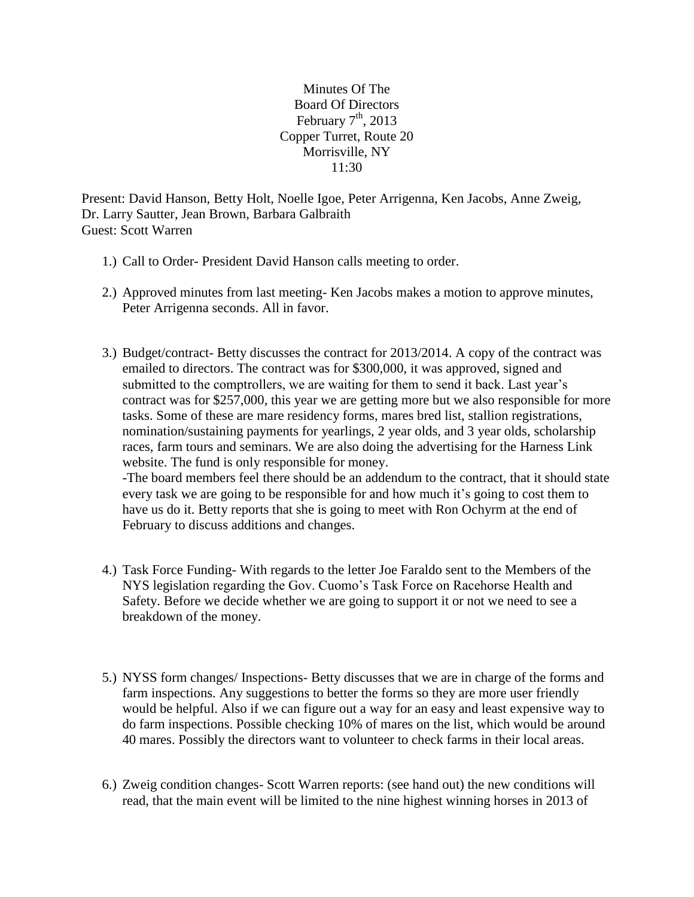Minutes Of The
Board Of Directors
February 7th, 2013
Copper Turret, Route 20
Morrisville, NY
11:30

Present: David Hanson, Betty Holt, Noelle Igoe, Peter Arrigenna, Ken Jacobs, Anne Zweig, Dr. Larry Sautter, Jean Brown, Barbara Galbraith
Guest: Scott Warren

1.) Call to Order- President David Hanson calls meeting to order.

2.) Approved minutes from last meeting- Ken Jacobs makes a motion to approve minutes, Peter Arrigenna seconds. All in favor.

3.) Budget/contract- Betty discusses the contract for 2013/2014. A copy of the contract was emailed to directors. The contract was for $300,000, it was approved, signed and submitted to the comptrollers, we are waiting for them to send it back. Last year's contract was for $257,000, this year we are getting more but we also responsible for more tasks. Some of these are mare residency forms, mares bred list, stallion registrations, nomination/sustaining payments for yearlings, 2 year olds, and 3 year olds, scholarship races, farm tours and seminars. We are also doing the advertising for the Harness Link website. The fund is only responsible for money.
-The board members feel there should be an addendum to the contract, that it should state every task we are going to be responsible for and how much it's going to cost them to have us do it. Betty reports that she is going to meet with Ron Ochyrm at the end of February to discuss additions and changes.

4.) Task Force Funding- With regards to the letter Joe Faraldo sent to the Members of the NYS legislation regarding the Gov. Cuomo's Task Force on Racehorse Health and Safety. Before we decide whether we are going to support it or not we need to see a breakdown of the money.

5.) NYSS form changes/ Inspections- Betty discusses that we are in charge of the forms and farm inspections. Any suggestions to better the forms so they are more user friendly would be helpful. Also if we can figure out a way for an easy and least expensive way to do farm inspections. Possible checking 10% of mares on the list, which would be around 40 mares. Possibly the directors want to volunteer to check farms in their local areas.

6.) Zweig condition changes- Scott Warren reports: (see hand out) the new conditions will read, that the main event will be limited to the nine highest winning horses in 2013 of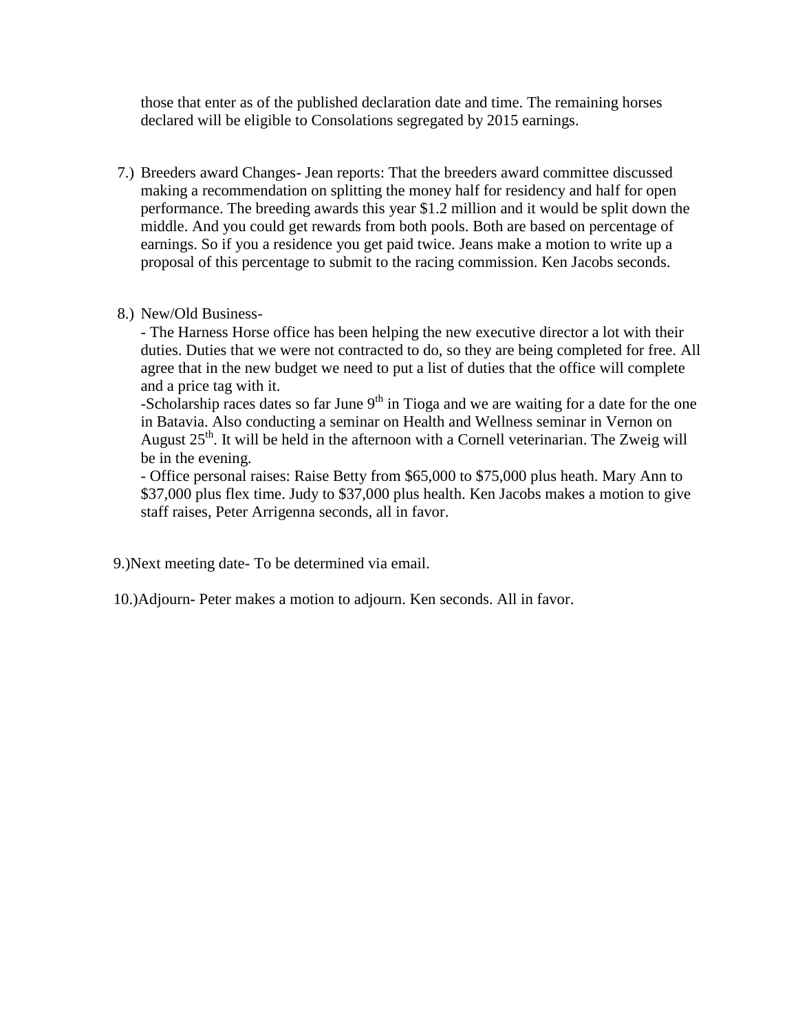those that enter as of the published declaration date and time. The remaining horses declared will be eligible to Consolations segregated by 2015 earnings.

7.) Breeders award Changes- Jean reports: That the breeders award committee discussed making a recommendation on splitting the money half for residency and half for open performance. The breeding awards this year $1.2 million and it would be split down the middle. And you could get rewards from both pools. Both are based on percentage of earnings. So if you a residence you get paid twice. Jeans make a motion to write up a proposal of this percentage to submit to the racing commission. Ken Jacobs seconds.

8.) New/Old Business-
- The Harness Horse office has been helping the new executive director a lot with their duties. Duties that we were not contracted to do, so they are being completed for free. All agree that in the new budget we need to put a list of duties that the office will complete and a price tag with it.
-Scholarship races dates so far June 9th in Tioga and we are waiting for a date for the one in Batavia. Also conducting a seminar on Health and Wellness seminar in Vernon on August 25th. It will be held in the afternoon with a Cornell veterinarian. The Zweig will be in the evening.
- Office personal raises: Raise Betty from $65,000 to $75,000 plus heath. Mary Ann to $37,000 plus flex time. Judy to $37,000 plus health. Ken Jacobs makes a motion to give staff raises, Peter Arrigenna seconds, all in favor.

9.)Next meeting date- To be determined via email.

10.)Adjourn- Peter makes a motion to adjourn. Ken seconds. All in favor.